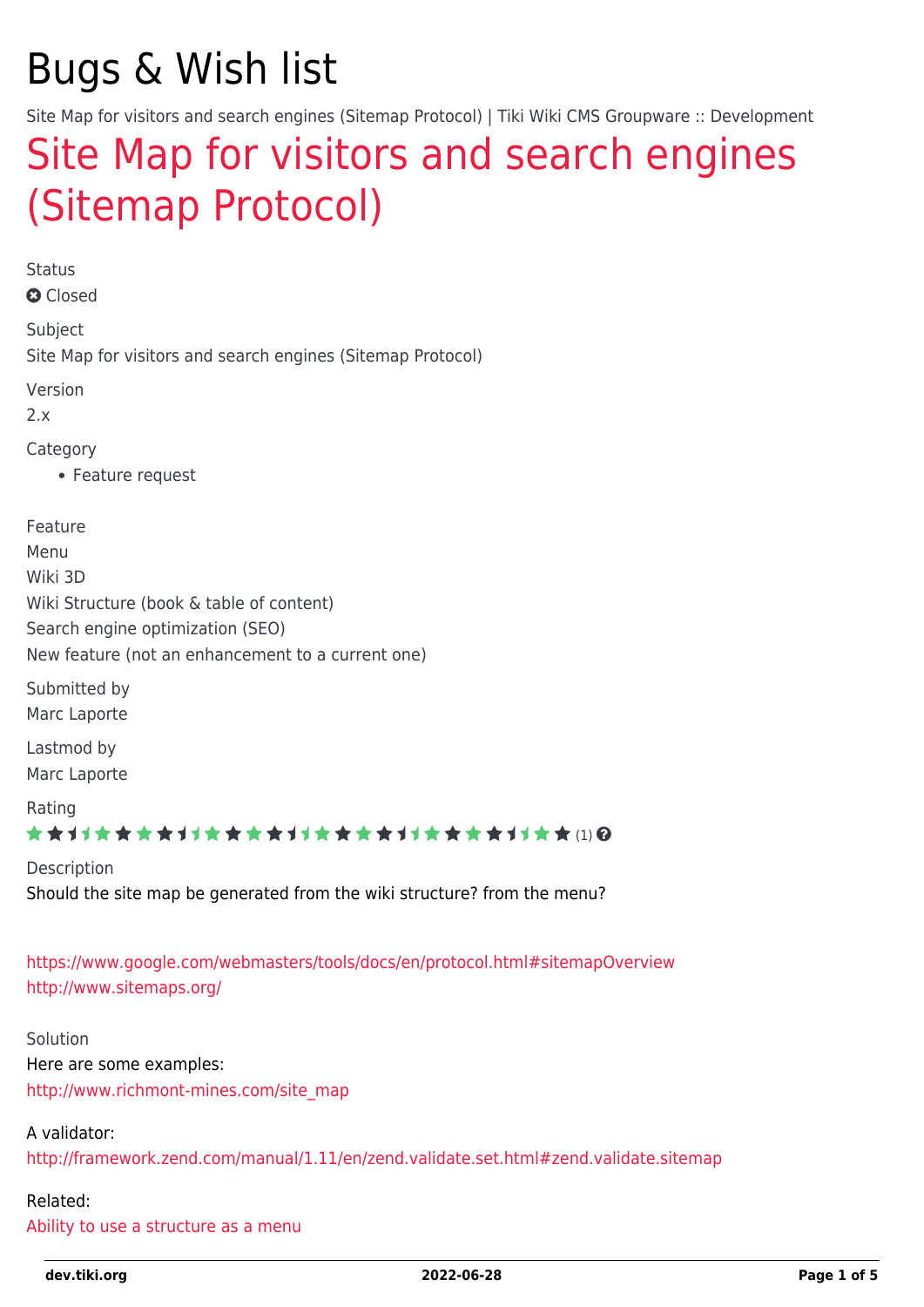# Bugs & Wish list

Site Map for visitors and search engines (Sitemap Protocol) | Tiki Wiki CMS Groupware :: Development

## Site Map for visitors and search engines (Sitemap Protocol)

Status

Closed

Subject

Site Map for visitors and search engines (Sitemap Protocol)

Version

2.x

Category

- Feature request

Feature

Menu
Wiki 3D
Wiki Structure (book & table of content)
Search engine optimization (SEO)
New feature (not an enhancement to a current one)

Submitted by

Marc Laporte

Lastmod by

Marc Laporte

Rating

(1)

Description

Should the site map be generated from the wiki structure? from the menu?

https://www.google.com/webmasters/tools/docs/en/protocol.html#sitemapOverview
http://www.sitemaps.org/

Solution

Here are some examples:
http://www.richmont-mines.com/site_map

A validator:
http://framework.zend.com/manual/1.11/en/zend.validate.set.html#zend.validate.sitemap

Related:
Ability to use a structure as a menu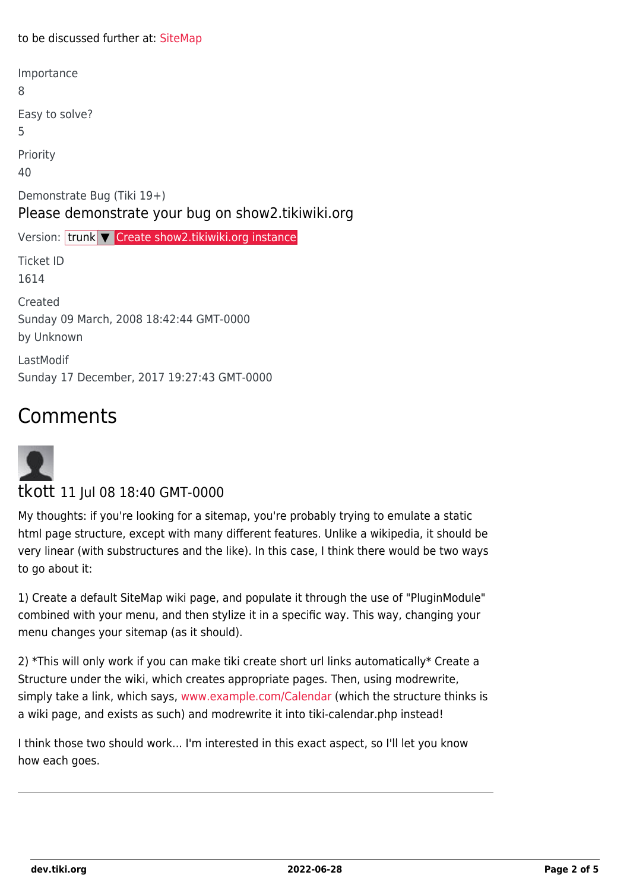to be discussed further at: SiteMap

Importance
8

Easy to solve?
5

Priority
40

Demonstrate Bug (Tiki 19+)

Please demonstrate your bug on show2.tikiwiki.org

Version: trunk ▼ Create show2.tikiwiki.org instance

Ticket ID
1614

Created
Sunday 09 March, 2008 18:42:44 GMT-0000
by Unknown

LastModif
Sunday 17 December, 2017 19:27:43 GMT-0000

## Comments

### tkott 11 Jul 08 18:40 GMT-0000

My thoughts: if you're looking for a sitemap, you're probably trying to emulate a static html page structure, except with many different features. Unlike a wikipedia, it should be very linear (with substructures and the like). In this case, I think there would be two ways to go about it:

1) Create a default SiteMap wiki page, and populate it through the use of "PluginModule" combined with your menu, and then stylize it in a specific way. This way, changing your menu changes your sitemap (as it should).

2) *This will only work if you can make tiki create short url links automatically* Create a Structure under the wiki, which creates appropriate pages. Then, using modrewrite, simply take a link, which says, www.example.com/Calendar (which the structure thinks is a wiki page, and exists as such) and modrewrite it into tiki-calendar.php instead!

I think those two should work... I'm interested in this exact aspect, so I'll let you know how each goes.

---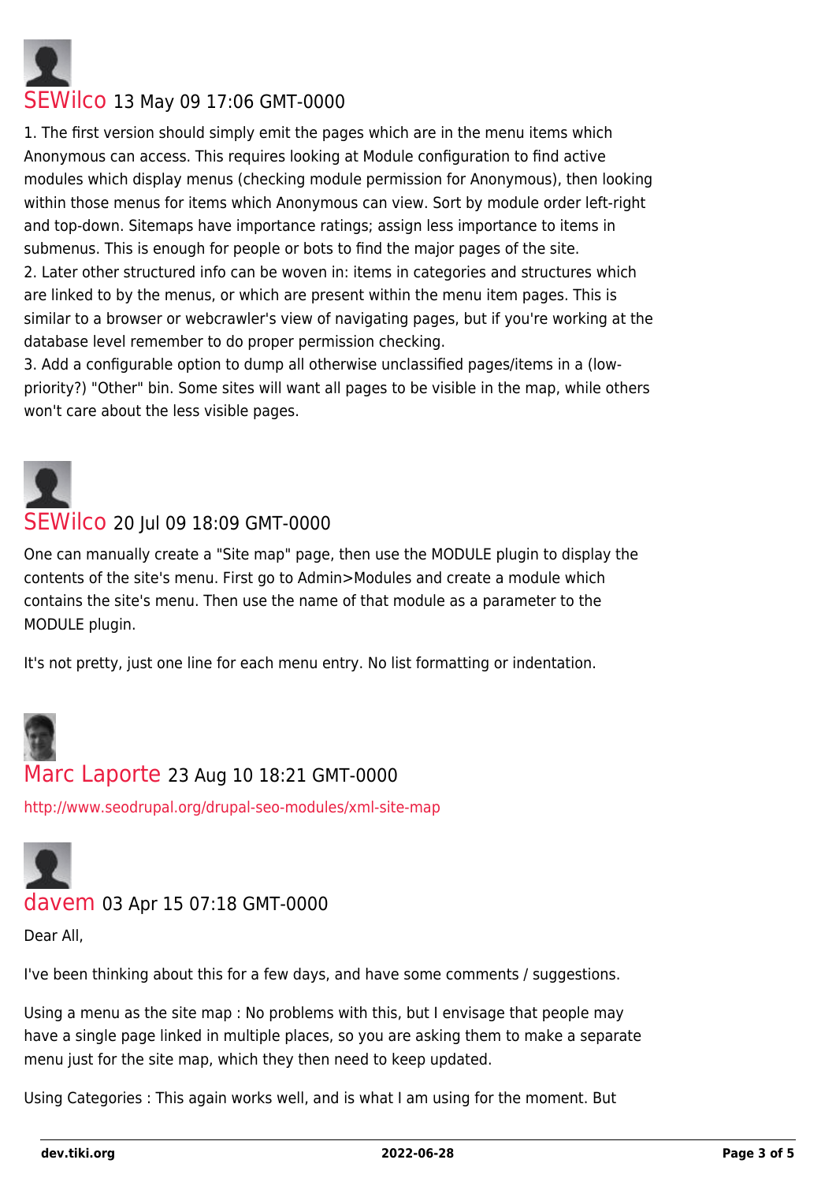**SEWilco** 13 May 09 17:06 GMT-0000

1. The first version should simply emit the pages which are in the menu items which Anonymous can access. This requires looking at Module configuration to find active modules which display menus (checking module permission for Anonymous), then looking within those menus for items which Anonymous can view. Sort by module order left-right and top-down. Sitemaps have importance ratings; assign less importance to items in submenus. This is enough for people or bots to find the major pages of the site.
2. Later other structured info can be woven in: items in categories and structures which are linked to by the menus, or which are present within the menu item pages. This is similar to a browser or webcrawler's view of navigating pages, but if you're working at the database level remember to do proper permission checking.
3. Add a configurable option to dump all otherwise unclassified pages/items in a (low-priority?) "Other" bin. Some sites will want all pages to be visible in the map, while others won't care about the less visible pages.

**SEWilco** 20 Jul 09 18:09 GMT-0000

One can manually create a "Site map" page, then use the MODULE plugin to display the contents of the site's menu. First go to Admin>Modules and create a module which contains the site's menu. Then use the name of that module as a parameter to the MODULE plugin.

It's not pretty, just one line for each menu entry. No list formatting or indentation.

**Marc Laporte** 23 Aug 10 18:21 GMT-0000

http://www.seodrupal.org/drupal-seo-modules/xml-site-map

**davem** 03 Apr 15 07:18 GMT-0000

Dear All,

I've been thinking about this for a few days, and have some comments / suggestions.

Using a menu as the site map : No problems with this, but I envisage that people may have a single page linked in multiple places, so you are asking them to make a separate menu just for the site map, which they then need to keep updated.

Using Categories : This again works well, and is what I am using for the moment. But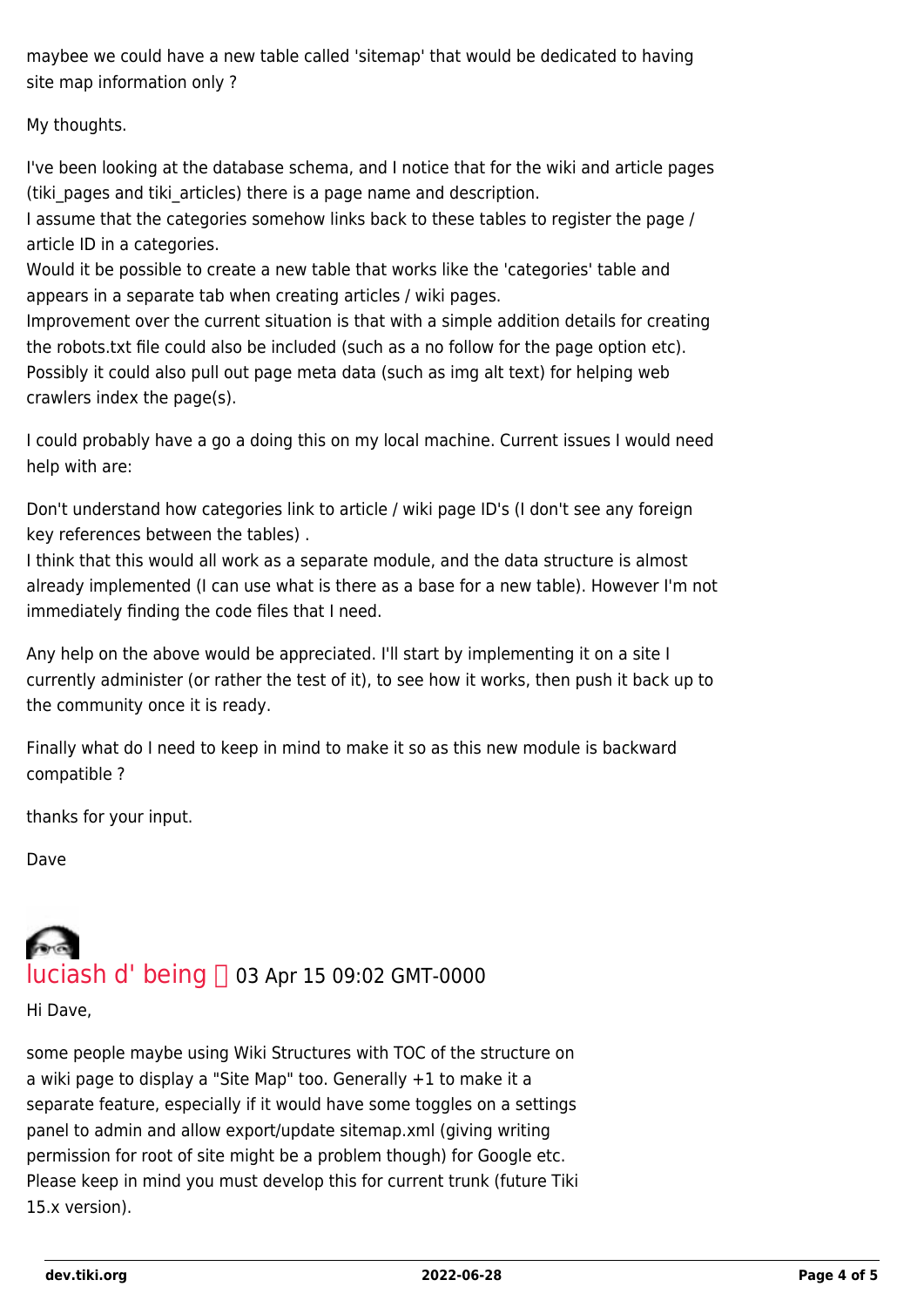maybee we could have a new table called 'sitemap' that would be dedicated to having site map information only ?

My thoughts.

I've been looking at the database schema, and I notice that for the wiki and article pages (tiki_pages and tiki_articles) there is a page name and description.
I assume that the categories somehow links back to these tables to register the page / article ID in a categories.
Would it be possible to create a new table that works like the 'categories' table and appears in a separate tab when creating articles / wiki pages.
Improvement over the current situation is that with a simple addition details for creating the robots.txt file could also be included (such as a no follow for the page option etc).
Possibly it could also pull out page meta data (such as img alt text) for helping web crawlers index the page(s).

I could probably have a go a doing this on my local machine. Current issues I would need help with are:

Don't understand how categories link to article / wiki page ID's (I don't see any foreign key references between the tables) .
I think that this would all work as a separate module, and the data structure is almost already implemented (I can use what is there as a base for a new table). However I'm not immediately finding the code files that I need.

Any help on the above would be appreciated. I'll start by implementing it on a site I currently administer (or rather the test of it), to see how it works, then push it back up to the community once it is ready.

Finally what do I need to keep in mind to make it so as this new module is backward compatible ?

thanks for your input.

Dave

## luciash d' being 03 Apr 15 09:02 GMT-0000

Hi Dave,

some people maybe using Wiki Structures with TOC of the structure on a wiki page to display a "Site Map" too. Generally +1 to make it a separate feature, especially if it would have some toggles on a settings panel to admin and allow export/update sitemap.xml (giving writing permission for root of site might be a problem though) for Google etc.
Please keep in mind you must develop this for current trunk (future Tiki 15.x version).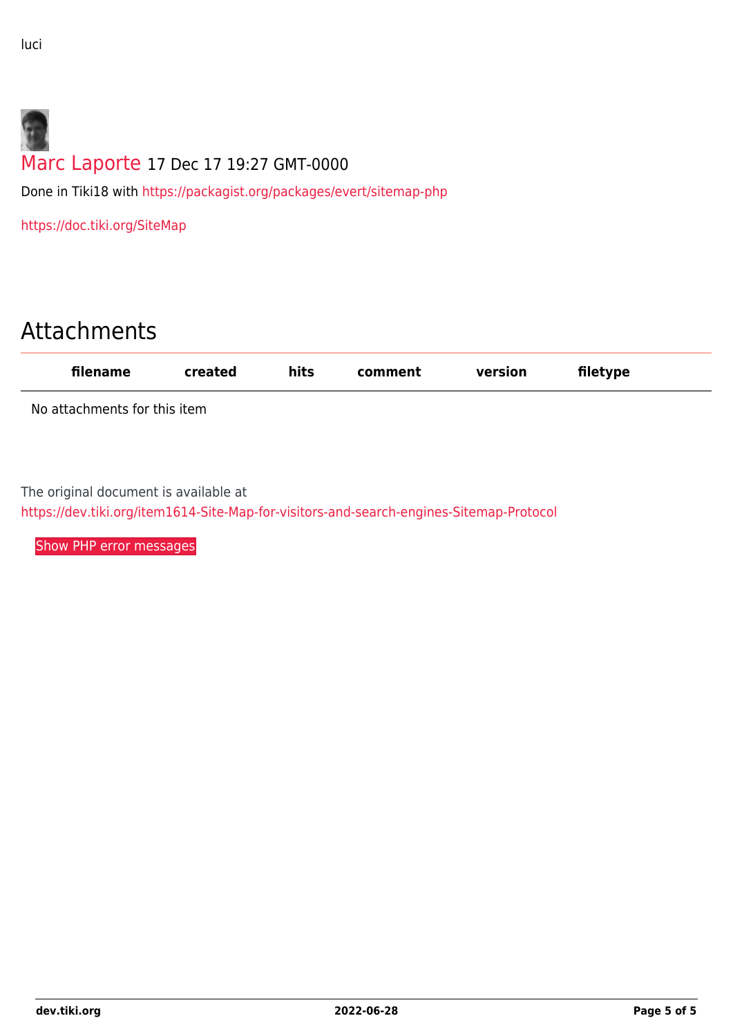luci

Marc Laporte 17 Dec 17 19:27 GMT-0000

Done in Tiki18 with https://packagist.org/packages/evert/sitemap-php

https://doc.tiki.org/SiteMap

## Attachments

| filename | created | hits | comment | version | filetype |
|---|---|---|---|---|---|
| No attachments for this item | | | | | |

The original document is available at
https://dev.tiki.org/item1614-Site-Map-for-visitors-and-search-engines-Sitemap-Protocol

Show PHP error messages